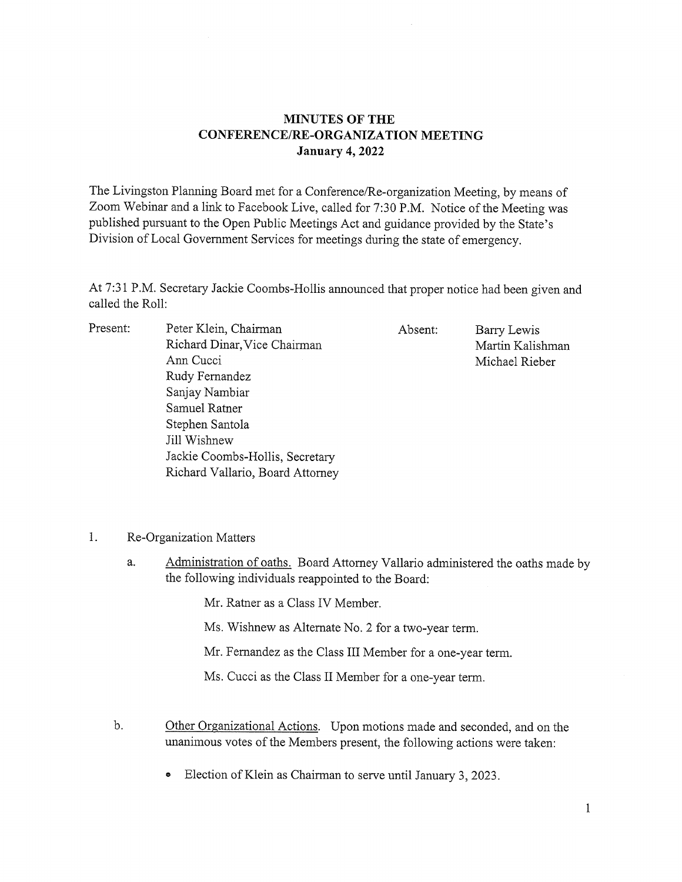**MINUTES OF THE CONFERENCE/RE-ORGANIZATION MEETING**
**January 4, 2022**

The Livingston Planning Board met for a Conference/Re-organization Meeting, by means of Zoom Webinar and a link to Facebook Live, called for 7:30 P.M. Notice of the Meeting was published pursuant to the Open Public Meetings Act and guidance provided by the State's Division of Local Government Services for meetings during the state of emergency.

At 7:31 P.M. Secretary Jackie Coombs-Hollis announced that proper notice had been given and called the Roll:

Present:
- Peter Klein, Chairman
- Richard Dinar, Vice Chairman
- Ann Cucci
- Rudy Fernandez
- Sanjay Nambiar
- Samuel Ratner
- Stephen Santola
- Jill Wishnew
- Jackie Coombs-Hollis, Secretary
- Richard Vallario, Board Attorney

Absent:
- Barry Lewis
- Martin Kalishman
- Michael Rieber

1. Re-Organization Matters

   a. Administration of oaths. Board Attorney Vallario administered the oaths made by the following individuals reappointed to the Board:

      Mr. Ratner as a Class IV Member.

      Ms. Wishnew as Alternate No. 2 for a two-year term.

      Mr. Fernandez as the Class III Member for a one-year term.

      Ms. Cucci as the Class II Member for a one-year term.

   b. Other Organizational Actions. Upon motions made and seconded, and on the unanimous votes of the Members present, the following actions were taken:

      - Election of Klein as Chairman to serve until January 3, 2023.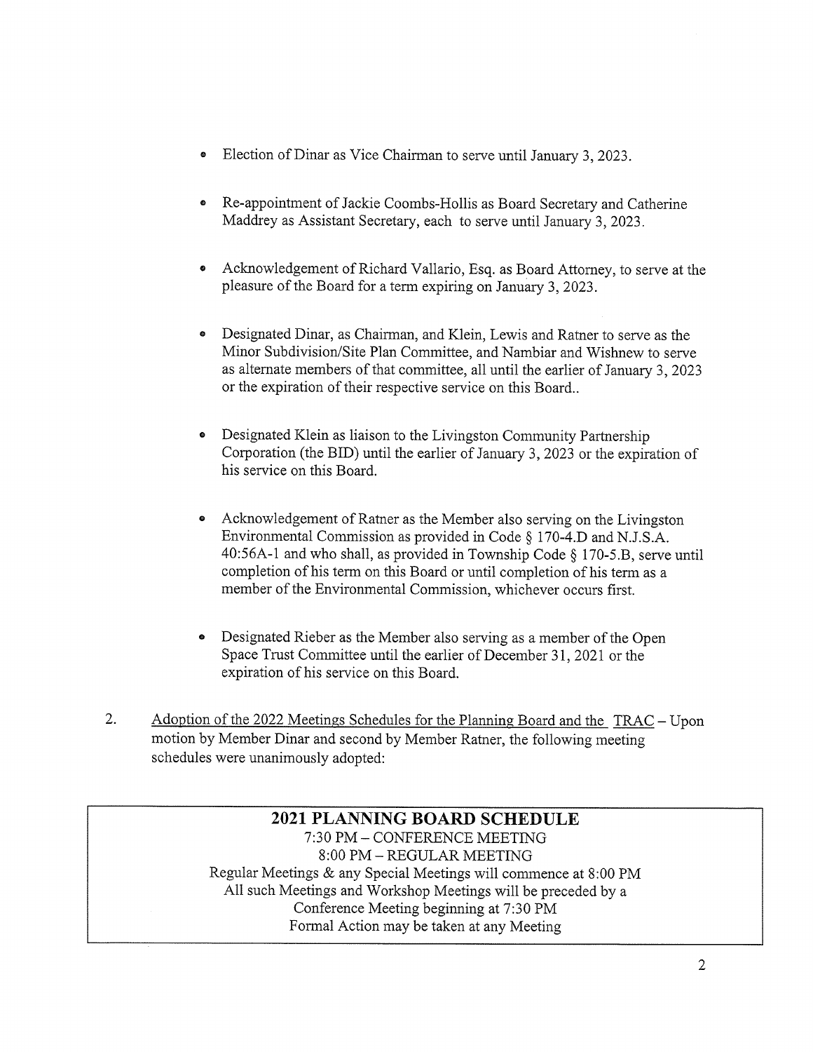- Election of Dinar as Vice Chairman to serve until January 3, 2023.

- Re-appointment of Jackie Coombs-Hollis as Board Secretary and Catherine Maddrey as Assistant Secretary, each to serve until January 3, 2023.

- Acknowledgement of Richard Vallario, Esq. as Board Attorney, to serve at the pleasure of the Board for a term expiring on January 3, 2023.

- Designated Dinar, as Chairman, and Klein, Lewis and Ratner to serve as the Minor Subdivision/Site Plan Committee, and Nambiar and Wishnew to serve as alternate members of that committee, all until the earlier of January 3, 2023 or the expiration of their respective service on this Board..

- Designated Klein as liaison to the Livingston Community Partnership Corporation (the BID) until the earlier of January 3, 2023 or the expiration of his service on this Board.

- Acknowledgement of Ratner as the Member also serving on the Livingston Environmental Commission as provided in Code § 170-4.D and N.J.S.A. 40:56A-1 and who shall, as provided in Township Code § 170-5.B, serve until completion of his term on this Board or until completion of his term as a member of the Environmental Commission, whichever occurs first.

- Designated Rieber as the Member also serving as a member of the Open Space Trust Committee until the earlier of December 31, 2021 or the expiration of his service on this Board.

2. <u>Adoption of the 2022 Meetings Schedules for the Planning Board and the TRAC</u> – Upon motion by Member Dinar and second by Member Ratner, the following meeting schedules were unanimously adopted:

**2021 PLANNING BOARD SCHEDULE**

7:30 PM – CONFERENCE MEETING
8:00 PM – REGULAR MEETING
Regular Meetings & any Special Meetings will commence at 8:00 PM
All such Meetings and Workshop Meetings will be preceded by a Conference Meeting beginning at 7:30 PM
Formal Action may be taken at any Meeting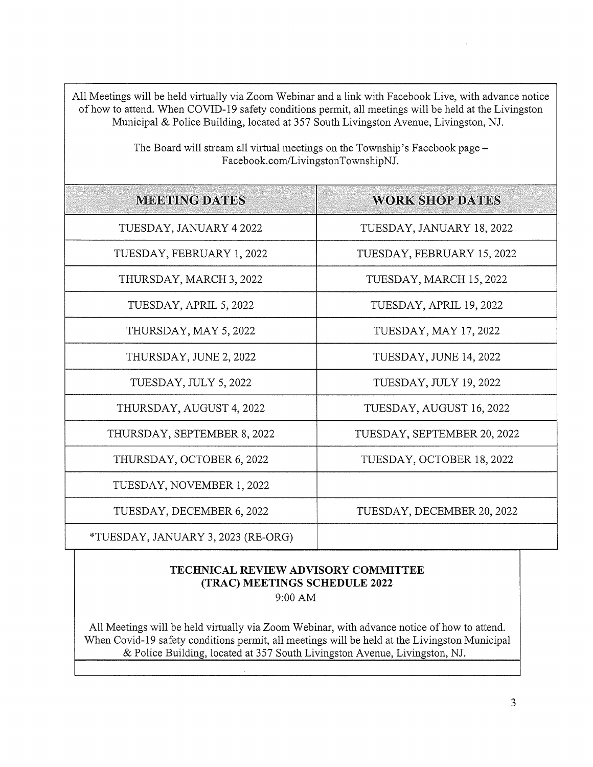All Meetings will be held virtually via Zoom Webinar and a link with Facebook Live, with advance notice of how to attend. When COVID-19 safety conditions permit, all meetings will be held at the Livingston Municipal & Police Building, located at 357 South Livingston Avenue, Livingston, NJ.

The Board will stream all virtual meetings on the Township's Facebook page – Facebook.com/LivingstonTownshipNJ.

| MEETING DATES | WORK SHOP DATES |
| --- | --- |
| TUESDAY, JANUARY 4 2022 | TUESDAY, JANUARY 18, 2022 |
| TUESDAY, FEBRUARY 1, 2022 | TUESDAY, FEBRUARY 15, 2022 |
| THURSDAY, MARCH 3, 2022 | TUESDAY, MARCH 15, 2022 |
| TUESDAY, APRIL 5, 2022 | TUESDAY, APRIL 19, 2022 |
| THURSDAY, MAY 5, 2022 | TUESDAY, MAY 17, 2022 |
| THURSDAY, JUNE 2, 2022 | TUESDAY, JUNE 14, 2022 |
| TUESDAY, JULY 5, 2022 | TUESDAY, JULY 19, 2022 |
| THURSDAY, AUGUST 4, 2022 | TUESDAY, AUGUST 16, 2022 |
| THURSDAY, SEPTEMBER 8, 2022 | TUESDAY, SEPTEMBER 20, 2022 |
| THURSDAY, OCTOBER 6, 2022 | TUESDAY, OCTOBER 18, 2022 |
| TUESDAY, NOVEMBER 1, 2022 | |
| TUESDAY, DECEMBER 6, 2022 | TUESDAY, DECEMBER 20, 2022 |
| *TUESDAY, JANUARY 3, 2023 (RE-ORG) | |

**TECHNICAL REVIEW ADVISORY COMMITTEE (TRAC) MEETINGS SCHEDULE 2022**

9:00 AM

All Meetings will be held virtually via Zoom Webinar, with advance notice of how to attend. When Covid-19 safety conditions permit, all meetings will be held at the Livingston Municipal & Police Building, located at 357 South Livingston Avenue, Livingston, NJ.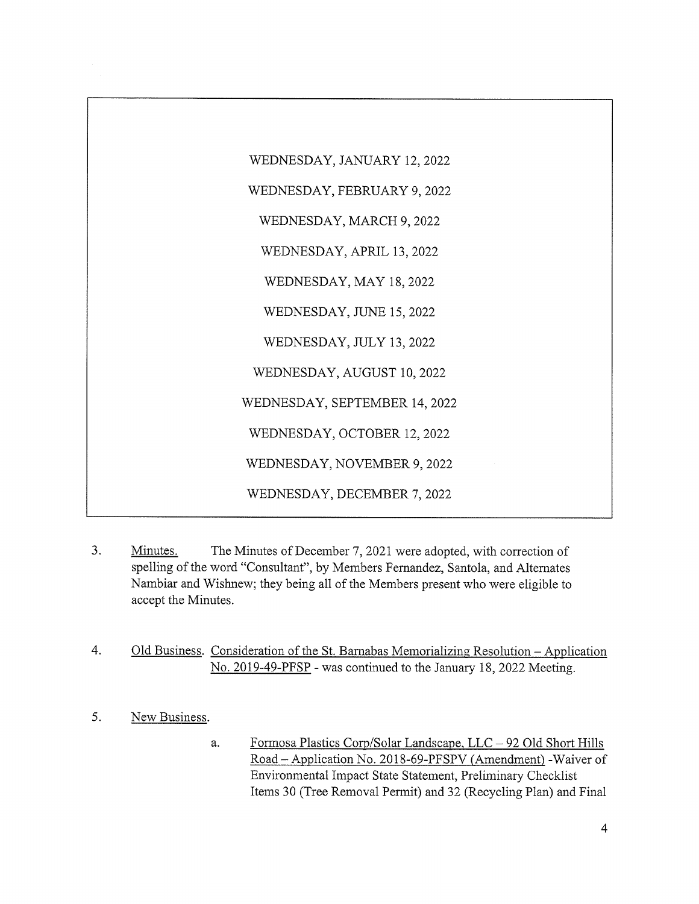WEDNESDAY, JANUARY 12, 2022

WEDNESDAY, FEBRUARY 9, 2022

WEDNESDAY, MARCH 9, 2022

WEDNESDAY, APRIL 13, 2022

WEDNESDAY, MAY 18, 2022

WEDNESDAY, JUNE 15, 2022

WEDNESDAY, JULY 13, 2022

WEDNESDAY, AUGUST 10, 2022

WEDNESDAY, SEPTEMBER 14, 2022

WEDNESDAY, OCTOBER 12, 2022

WEDNESDAY, NOVEMBER 9, 2022

WEDNESDAY, DECEMBER 7, 2022

3. Minutes. The Minutes of December 7, 2021 were adopted, with correction of spelling of the word "Consultant", by Members Fernandez, Santola, and Alternates Nambiar and Wishnew; they being all of the Members present who were eligible to accept the Minutes.

4. Old Business. Consideration of the St. Barnabas Memorializing Resolution – Application No. 2019-49-PFSP - was continued to the January 18, 2022 Meeting.

5. New Business.

   a. Formosa Plastics Corp/Solar Landscape, LLC – 92 Old Short Hills Road – Application No. 2018-69-PFSPV (Amendment) -Waiver of Environmental Impact State Statement, Preliminary Checklist Items 30 (Tree Removal Permit) and 32 (Recycling Plan) and Final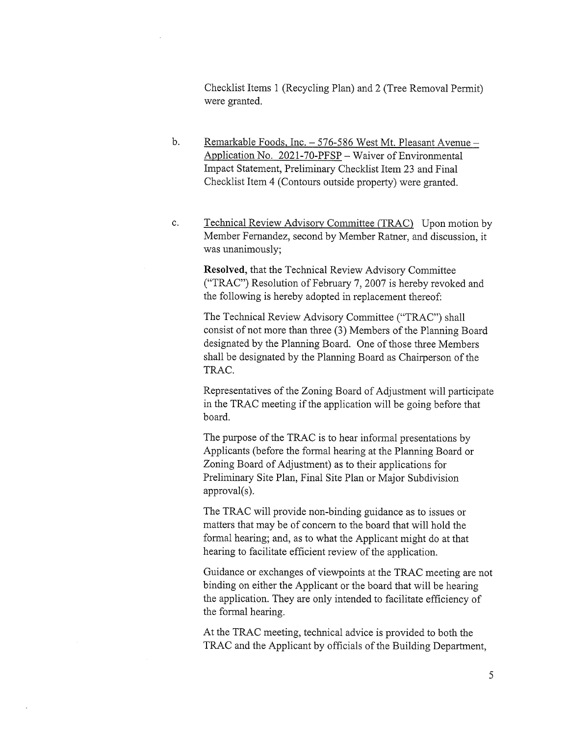Checklist Items 1 (Recycling Plan) and 2 (Tree Removal Permit) were granted.

b. Remarkable Foods, Inc. – 576-586 West Mt. Pleasant Avenue – Application No. 2021-70-PFSP – Waiver of Environmental Impact Statement, Preliminary Checklist Item 23 and Final Checklist Item 4 (Contours outside property) were granted.

c. Technical Review Advisory Committee (TRAC) Upon motion by Member Fernandez, second by Member Ratner, and discussion, it was unanimously;

**Resolved**, that the Technical Review Advisory Committee ("TRAC") Resolution of February 7, 2007 is hereby revoked and the following is hereby adopted in replacement thereof:

The Technical Review Advisory Committee ("TRAC") shall consist of not more than three (3) Members of the Planning Board designated by the Planning Board. One of those three Members shall be designated by the Planning Board as Chairperson of the TRAC.

Representatives of the Zoning Board of Adjustment will participate in the TRAC meeting if the application will be going before that board.

The purpose of the TRAC is to hear informal presentations by Applicants (before the formal hearing at the Planning Board or Zoning Board of Adjustment) as to their applications for Preliminary Site Plan, Final Site Plan or Major Subdivision approval(s).

The TRAC will provide non-binding guidance as to issues or matters that may be of concern to the board that will hold the formal hearing; and, as to what the Applicant might do at that hearing to facilitate efficient review of the application.

Guidance or exchanges of viewpoints at the TRAC meeting are not binding on either the Applicant or the board that will be hearing the application. They are only intended to facilitate efficiency of the formal hearing.

At the TRAC meeting, technical advice is provided to both the TRAC and the Applicant by officials of the Building Department,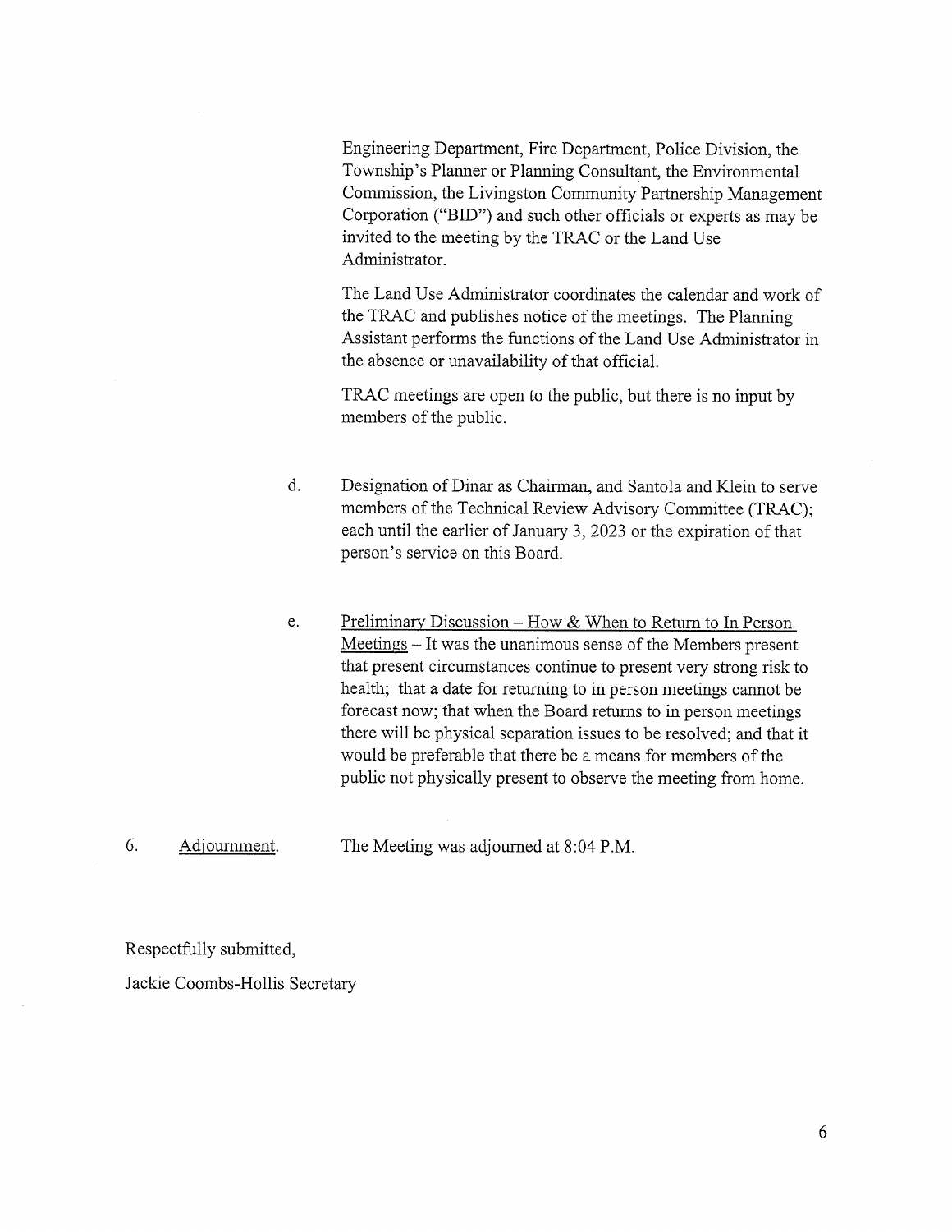Engineering Department, Fire Department, Police Division, the Township's Planner or Planning Consultant, the Environmental Commission, the Livingston Community Partnership Management Corporation ("BID") and such other officials or experts as may be invited to the meeting by the TRAC or the Land Use Administrator.

The Land Use Administrator coordinates the calendar and work of the TRAC and publishes notice of the meetings. The Planning Assistant performs the functions of the Land Use Administrator in the absence or unavailability of that official.

TRAC meetings are open to the public, but there is no input by members of the public.

d. Designation of Dinar as Chairman, and Santola and Klein to serve members of the Technical Review Advisory Committee (TRAC); each until the earlier of January 3, 2023 or the expiration of that person's service on this Board.

e. Preliminary Discussion – How & When to Return to In Person Meetings – It was the unanimous sense of the Members present that present circumstances continue to present very strong risk to health; that a date for returning to in person meetings cannot be forecast now; that when the Board returns to in person meetings there will be physical separation issues to be resolved; and that it would be preferable that there be a means for members of the public not physically present to observe the meeting from home.

6. Adjournment. The Meeting was adjourned at 8:04 P.M.

Respectfully submitted,

Jackie Coombs-Hollis Secretary